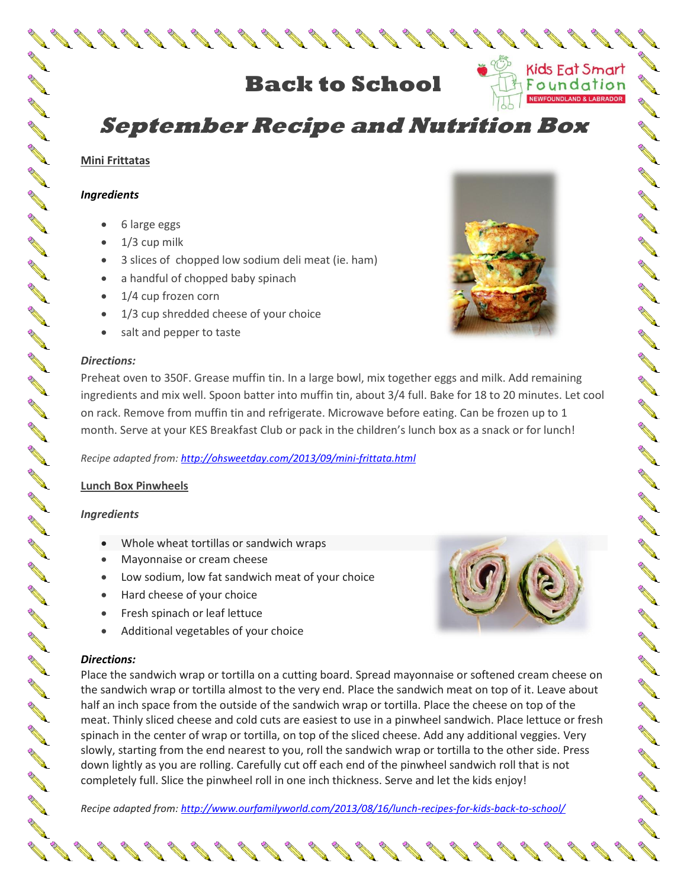# Back to School

Kids Eat Smart Foundation NEWFOUNDLAND & LABRADOR

## September Recipe and Nutrition Box

### Mini Frittatas

***Ingredients***

- 6 large eggs
- 1/3 cup milk
- 3 slices of chopped low sodium deli meat (ie. ham)
- a handful of chopped baby spinach
- 1/4 cup frozen corn
- 1/3 cup shredded cheese of your choice
- salt and pepper to taste

***Directions:***

Preheat oven to 350F. Grease muffin tin. In a large bowl, mix together eggs and milk. Add remaining ingredients and mix well. Spoon batter into muffin tin, about 3/4 full. Bake for 18 to 20 minutes. Let cool on rack. Remove from muffin tin and refrigerate. Microwave before eating. Can be frozen up to 1 month. Serve at your KES Breakfast Club or pack in the children's lunch box as a snack or for lunch!

*Recipe adapted from:* http://ohsweetday.com/2013/09/mini-frittata.html

### Lunch Box Pinwheels

***Ingredients***

- Whole wheat tortillas or sandwich wraps
- Mayonnaise or cream cheese
- Low sodium, low fat sandwich meat of your choice
- Hard cheese of your choice
- Fresh spinach or leaf lettuce
- Additional vegetables of your choice

***Directions:***

Place the sandwich wrap or tortilla on a cutting board. Spread mayonnaise or softened cream cheese on the sandwich wrap or tortilla almost to the very end. Place the sandwich meat on top of it. Leave about half an inch space from the outside of the sandwich wrap or tortilla. Place the cheese on top of the meat. Thinly sliced cheese and cold cuts are easiest to use in a pinwheel sandwich. Place lettuce or fresh spinach in the center of wrap or tortilla, on top of the sliced cheese. Add any additional veggies. Very slowly, starting from the end nearest to you, roll the sandwich wrap or tortilla to the other side. Press down lightly as you are rolling. Carefully cut off each end of the pinwheel sandwich roll that is not completely full. Slice the pinwheel roll in one inch thickness. Serve and let the kids enjoy!

*Recipe adapted from:* http://www.ourfamilyworld.com/2013/08/16/lunch-recipes-for-kids-back-to-school/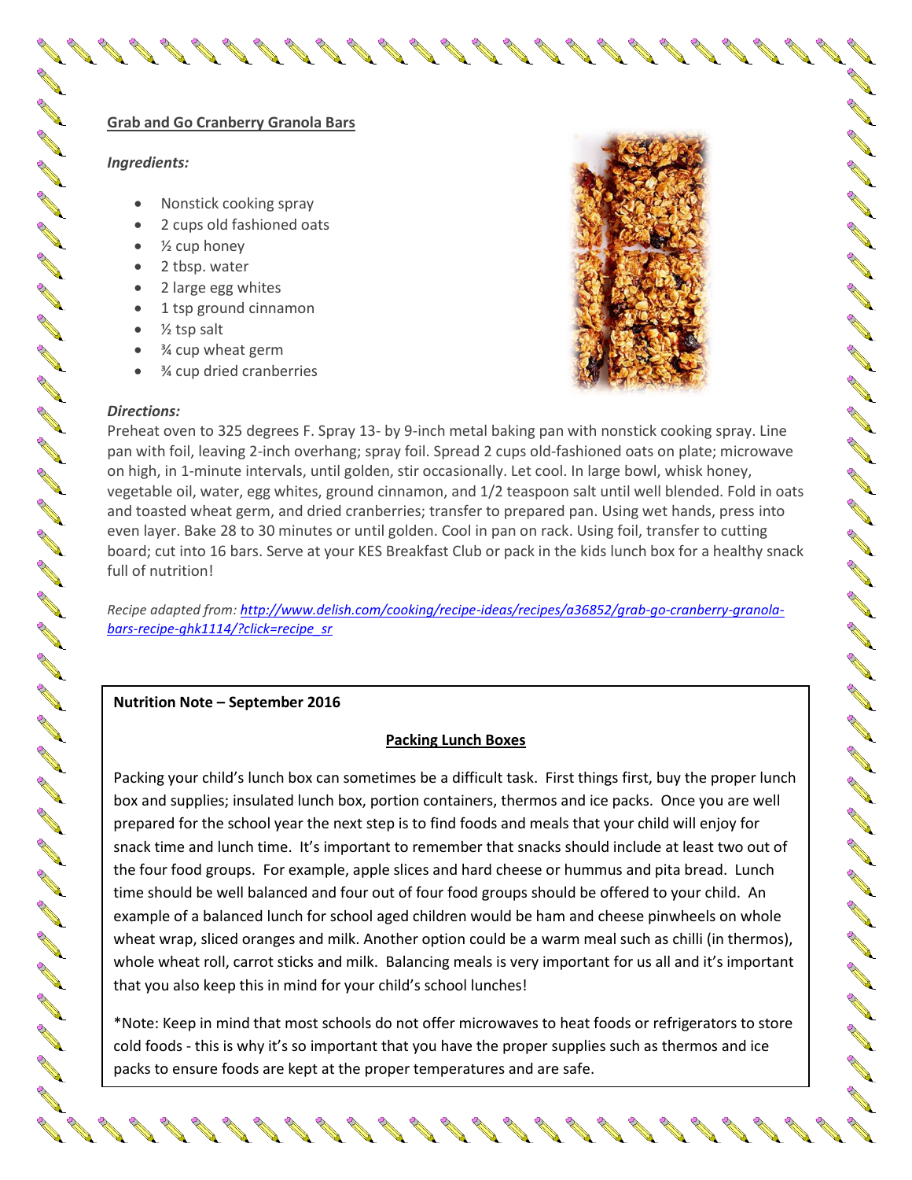## Grab and Go Cranberry Granola Bars

*Ingredients:*

- Nonstick cooking spray
- 2 cups old fashioned oats
- ½ cup honey
- 2 tbsp. water
- 2 large egg whites
- 1 tsp ground cinnamon
- ½ tsp salt
- ¾ cup wheat germ
- ¾ cup dried cranberries

*Directions:*

Preheat oven to 325 degrees F. Spray 13- by 9-inch metal baking pan with nonstick cooking spray. Line pan with foil, leaving 2-inch overhang; spray foil. Spread 2 cups old-fashioned oats on plate; microwave on high, in 1-minute intervals, until golden, stir occasionally. Let cool. In large bowl, whisk honey, vegetable oil, water, egg whites, ground cinnamon, and 1/2 teaspoon salt until well blended. Fold in oats and toasted wheat germ, and dried cranberries; transfer to prepared pan. Using wet hands, press into even layer. Bake 28 to 30 minutes or until golden. Cool in pan on rack. Using foil, transfer to cutting board; cut into 16 bars. Serve at your KES Breakfast Club or pack in the kids lunch box for a healthy snack full of nutrition!

*Recipe adapted from: [http://www.delish.com/cooking/recipe-ideas/recipes/a36852/grab-go-cranberry-granola-bars-recipe-ghk1114/?click=recipe_sr](http://www.delish.com/cooking/recipe-ideas/recipes/a36852/grab-go-cranberry-granola-bars-recipe-ghk1114/?click=recipe_sr)*

**Nutrition Note – September 2016**

**Packing Lunch Boxes**

Packing your child's lunch box can sometimes be a difficult task. First things first, buy the proper lunch box and supplies; insulated lunch box, portion containers, thermos and ice packs. Once you are well prepared for the school year the next step is to find foods and meals that your child will enjoy for snack time and lunch time. It's important to remember that snacks should include at least two out of the four food groups. For example, apple slices and hard cheese or hummus and pita bread. Lunch time should be well balanced and four out of four food groups should be offered to your child. An example of a balanced lunch for school aged children would be ham and cheese pinwheels on whole wheat wrap, sliced oranges and milk. Another option could be a warm meal such as chilli (in thermos), whole wheat roll, carrot sticks and milk. Balancing meals is very important for us all and it's important that you also keep this in mind for your child's school lunches!

*Note: Keep in mind that most schools do not offer microwaves to heat foods or refrigerators to store cold foods - this is why it's so important that you have the proper supplies such as thermos and ice packs to ensure foods are kept at the proper temperatures and are safe.